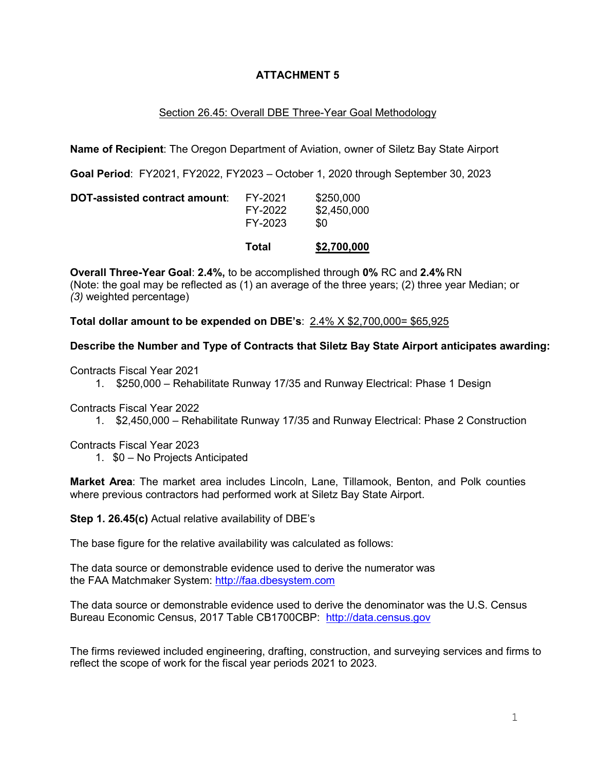# ATTACHMENT 5

## Section 26.45: Overall DBE Three-Year Goal Methodology

**Name of Recipient**: The Oregon Department of Aviation, owner of Siletz Bay State Airport

**Goal Period**: FY2021, FY2022, FY2023 – October 1, 2020 through September 30, 2023

| **DOT-assisted contract amount**: | FY-2021 | $250,000 |
|---|---|---|
| | FY-2022 | $2,450,000 |
| | FY-2023 | $0 |
| | **Total** | **$2,700,000** |

**Overall Three-Year Goal**: **2.4%,** to be accomplished through **0%** RC and **2.4%** RN
(Note: the goal may be reflected as (1) an average of the three years; (2) three year Median; or *(3)* weighted percentage)

**Total dollar amount to be expended on DBE's**: 2.4% X $2,700,000= $65,925

**Describe the Number and Type of Contracts that Siletz Bay State Airport anticipates awarding:**

Contracts Fiscal Year 2021

1. $250,000 – Rehabilitate Runway 17/35 and Runway Electrical: Phase 1 Design

Contracts Fiscal Year 2022

1. $2,450,000 – Rehabilitate Runway 17/35 and Runway Electrical: Phase 2 Construction

Contracts Fiscal Year 2023

1. $0 – No Projects Anticipated

**Market Area**: The market area includes Lincoln, Lane, Tillamook, Benton, and Polk counties where previous contractors had performed work at Siletz Bay State Airport.

**Step 1. 26.45(c)** Actual relative availability of DBE's

The base figure for the relative availability was calculated as follows:

The data source or demonstrable evidence used to derive the numerator was the FAA Matchmaker System: http://faa.dbesystem.com

The data source or demonstrable evidence used to derive the denominator was the U.S. Census Bureau Economic Census, 2017 Table CB1700CBP: http://data.census.gov

The firms reviewed included engineering, drafting, construction, and surveying services and firms to reflect the scope of work for the fiscal year periods 2021 to 2023.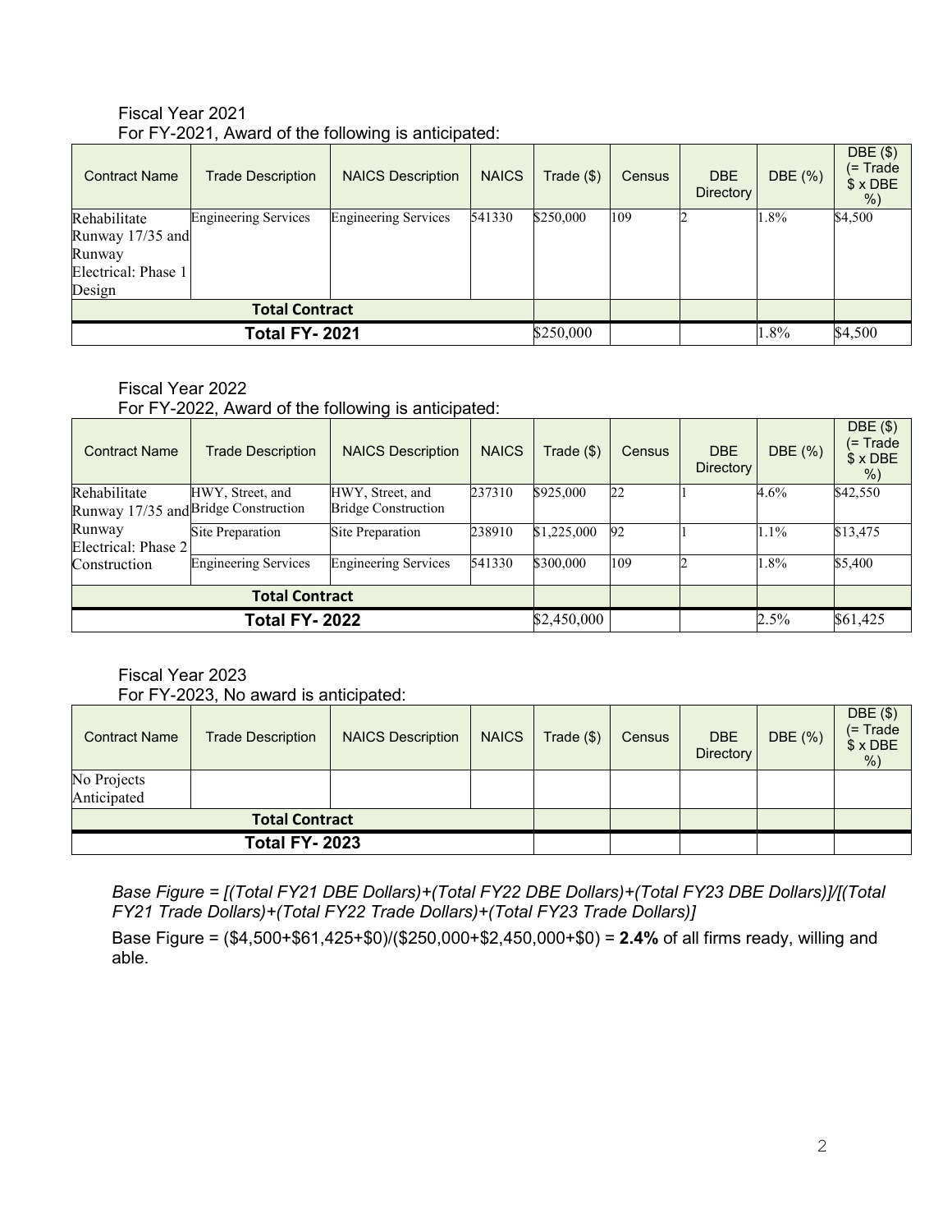Fiscal Year 2021

For FY-2021, Award of the following is anticipated:

| Contract Name | Trade Description | NAICS Description | NAICS | Trade ($) | Census | DBE Directory | DBE (%) | DBE ($) (= Trade $ x DBE %) |
|---|---|---|---|---|---|---|---|---|
| Rehabilitate Runway 17/35 and Runway Electrical: Phase 1 Design | Engineering Services | Engineering Services | 541330 | $250,000 | 109 | 2 | 1.8% | $4,500 |
| **Total Contract** | | | | | | | | |
| **Total FY- 2021** | | | | $250,000 | | | 1.8% | $4,500 |

Fiscal Year 2022

For FY-2022, Award of the following is anticipated:

| Contract Name | Trade Description | NAICS Description | NAICS | Trade ($) | Census | DBE Directory | DBE (%) | DBE ($) (= Trade $ x DBE %) |
|---|---|---|---|---|---|---|---|---|
| Rehabilitate Runway 17/35 and Runway Electrical: Phase 2 Construction | HWY, Street, and Bridge Construction | HWY, Street, and Bridge Construction | 237310 | $925,000 | 22 | 1 | 4.6% | $42,550 |
| | Site Preparation | Site Preparation | 238910 | $1,225,000 | 92 | 1 | 1.1% | $13,475 |
| | Engineering Services | Engineering Services | 541330 | $300,000 | 109 | 2 | 1.8% | $5,400 |
| **Total Contract** | | | | | | | | |
| **Total FY- 2022** | | | | $2,450,000 | | | 2.5% | $61,425 |

Fiscal Year 2023

For FY-2023, No award is anticipated:

| Contract Name | Trade Description | NAICS Description | NAICS | Trade ($) | Census | DBE Directory | DBE (%) | DBE ($) (= Trade $ x DBE %) |
|---|---|---|---|---|---|---|---|---|
| No Projects Anticipated | | | | | | | | |
| **Total Contract** | | | | | | | | |
| **Total FY- 2023** | | | | | | | | |

*Base Figure = [(Total FY21 DBE Dollars)+(Total FY22 DBE Dollars)+(Total FY23 DBE Dollars)]/[(Total FY21 Trade Dollars)+(Total FY22 Trade Dollars)+(Total FY23 Trade Dollars)]*

Base Figure = ($4,500+$61,425+$0)/($250,000+$2,450,000+$0) = **2.4%** of all firms ready, willing and able.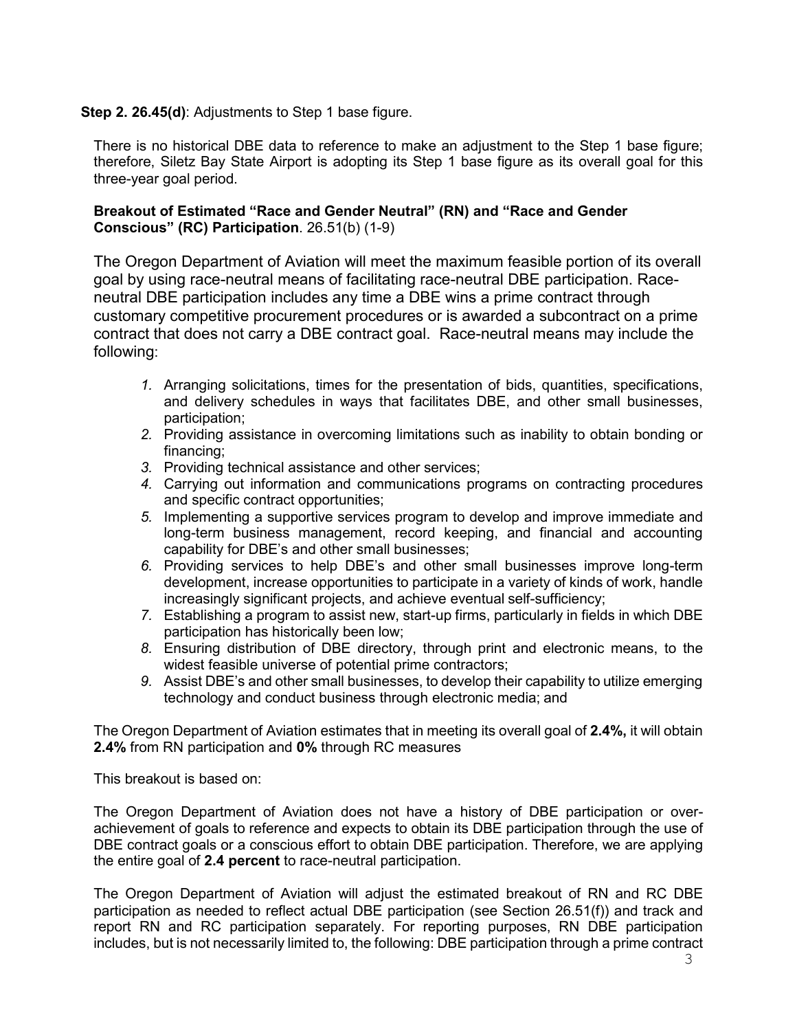**Step 2. 26.45(d)**: Adjustments to Step 1 base figure.

There is no historical DBE data to reference to make an adjustment to the Step 1 base figure; therefore, Siletz Bay State Airport is adopting its Step 1 base figure as its overall goal for this three-year goal period.

**Breakout of Estimated "Race and Gender Neutral" (RN) and "Race and Gender Conscious" (RC) Participation**. 26.51(b) (1-9)

The Oregon Department of Aviation will meet the maximum feasible portion of its overall goal by using race-neutral means of facilitating race-neutral DBE participation. Race-neutral DBE participation includes any time a DBE wins a prime contract through customary competitive procurement procedures or is awarded a subcontract on a prime contract that does not carry a DBE contract goal. Race-neutral means may include the following:

1. Arranging solicitations, times for the presentation of bids, quantities, specifications, and delivery schedules in ways that facilitates DBE, and other small businesses, participation;
2. Providing assistance in overcoming limitations such as inability to obtain bonding or financing;
3. Providing technical assistance and other services;
4. Carrying out information and communications programs on contracting procedures and specific contract opportunities;
5. Implementing a supportive services program to develop and improve immediate and long-term business management, record keeping, and financial and accounting capability for DBE's and other small businesses;
6. Providing services to help DBE's and other small businesses improve long-term development, increase opportunities to participate in a variety of kinds of work, handle increasingly significant projects, and achieve eventual self-sufficiency;
7. Establishing a program to assist new, start-up firms, particularly in fields in which DBE participation has historically been low;
8. Ensuring distribution of DBE directory, through print and electronic means, to the widest feasible universe of potential prime contractors;
9. Assist DBE's and other small businesses, to develop their capability to utilize emerging technology and conduct business through electronic media; and

The Oregon Department of Aviation estimates that in meeting its overall goal of **2.4%,** it will obtain **2.4%** from RN participation and **0%** through RC measures

This breakout is based on:

The Oregon Department of Aviation does not have a history of DBE participation or over-achievement of goals to reference and expects to obtain its DBE participation through the use of DBE contract goals or a conscious effort to obtain DBE participation. Therefore, we are applying the entire goal of **2.4 percent** to race-neutral participation.

The Oregon Department of Aviation will adjust the estimated breakout of RN and RC DBE participation as needed to reflect actual DBE participation (see Section 26.51(f)) and track and report RN and RC participation separately. For reporting purposes, RN DBE participation includes, but is not necessarily limited to, the following: DBE participation through a prime contract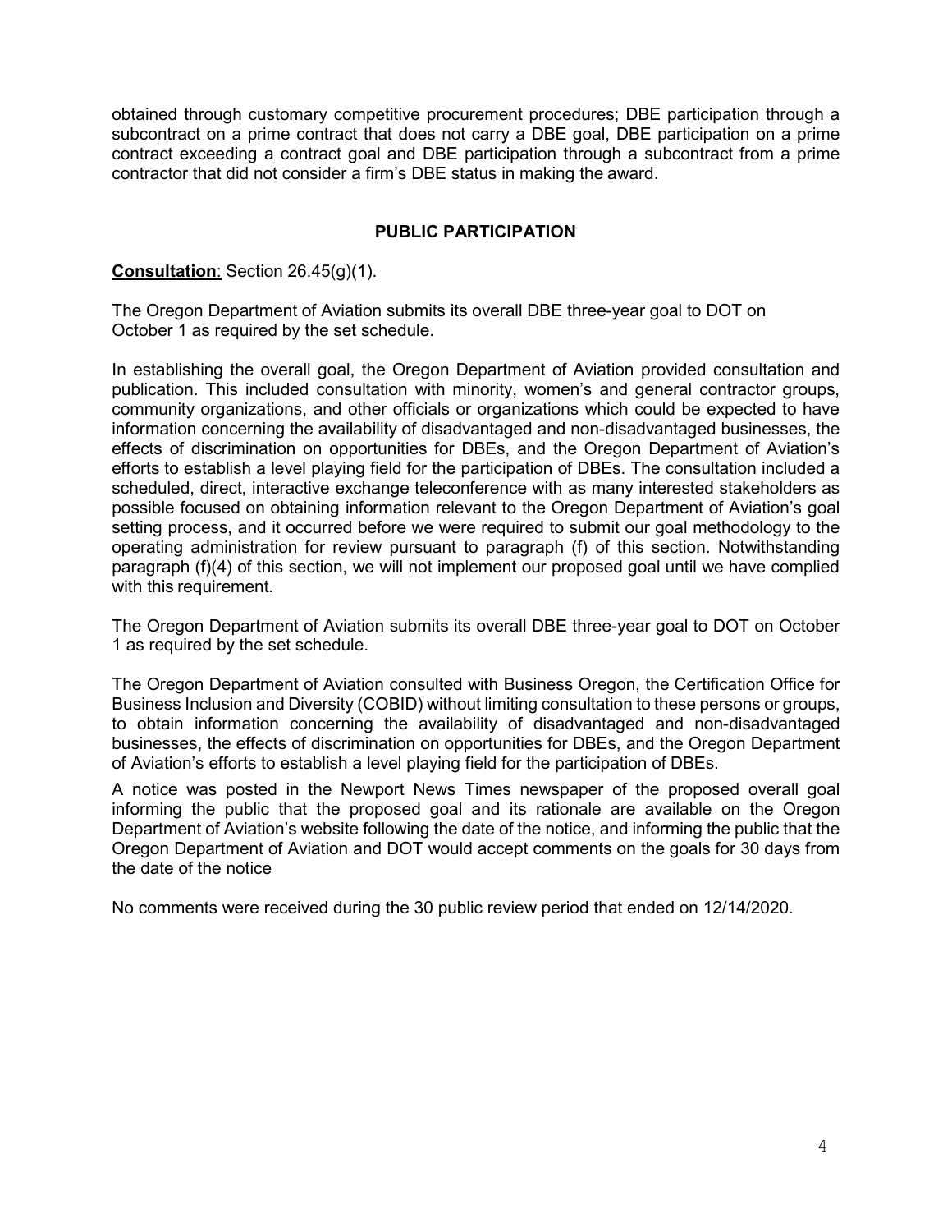obtained through customary competitive procurement procedures; DBE participation through a subcontract on a prime contract that does not carry a DBE goal, DBE participation on a prime contract exceeding a contract goal and DBE participation through a subcontract from a prime contractor that did not consider a firm's DBE status in making the award.

## PUBLIC PARTICIPATION

**Consultation**: Section 26.45(g)(1).

The Oregon Department of Aviation submits its overall DBE three-year goal to DOT on October 1 as required by the set schedule.

In establishing the overall goal, the Oregon Department of Aviation provided consultation and publication. This included consultation with minority, women's and general contractor groups, community organizations, and other officials or organizations which could be expected to have information concerning the availability of disadvantaged and non-disadvantaged businesses, the effects of discrimination on opportunities for DBEs, and the Oregon Department of Aviation's efforts to establish a level playing field for the participation of DBEs. The consultation included a scheduled, direct, interactive exchange teleconference with as many interested stakeholders as possible focused on obtaining information relevant to the Oregon Department of Aviation's goal setting process, and it occurred before we were required to submit our goal methodology to the operating administration for review pursuant to paragraph (f) of this section. Notwithstanding paragraph (f)(4) of this section, we will not implement our proposed goal until we have complied with this requirement.

The Oregon Department of Aviation submits its overall DBE three-year goal to DOT on October 1 as required by the set schedule.

The Oregon Department of Aviation consulted with Business Oregon, the Certification Office for Business Inclusion and Diversity (COBID) without limiting consultation to these persons or groups, to obtain information concerning the availability of disadvantaged and non-disadvantaged businesses, the effects of discrimination on opportunities for DBEs, and the Oregon Department of Aviation's efforts to establish a level playing field for the participation of DBEs.

A notice was posted in the Newport News Times newspaper of the proposed overall goal informing the public that the proposed goal and its rationale are available on the Oregon Department of Aviation's website following the date of the notice, and informing the public that the Oregon Department of Aviation and DOT would accept comments on the goals for 30 days from the date of the notice

No comments were received during the 30 public review period that ended on 12/14/2020.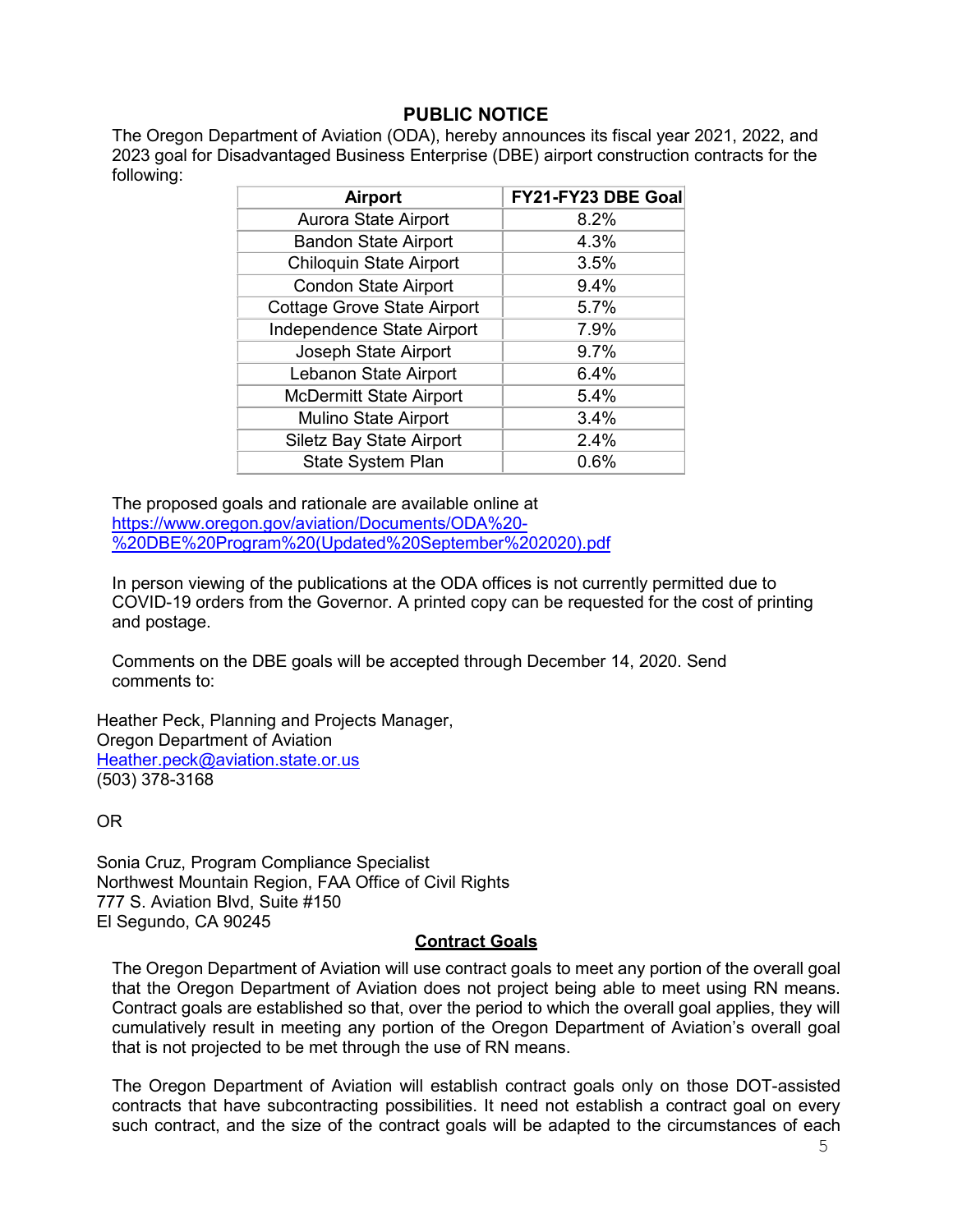## PUBLIC NOTICE

The Oregon Department of Aviation (ODA), hereby announces its fiscal year 2021, 2022, and 2023 goal for Disadvantaged Business Enterprise (DBE) airport construction contracts for the following:

| Airport | FY21-FY23 DBE Goal |
|---|---|
| Aurora State Airport | 8.2% |
| Bandon State Airport | 4.3% |
| Chiloquin State Airport | 3.5% |
| Condon State Airport | 9.4% |
| Cottage Grove State Airport | 5.7% |
| Independence State Airport | 7.9% |
| Joseph State Airport | 9.7% |
| Lebanon State Airport | 6.4% |
| McDermitt State Airport | 5.4% |
| Mulino State Airport | 3.4% |
| Siletz Bay State Airport | 2.4% |
| State System Plan | 0.6% |

The proposed goals and rationale are available online at https://www.oregon.gov/aviation/Documents/ODA%20-%20DBE%20Program%20(Updated%20September%202020).pdf

In person viewing of the publications at the ODA offices is not currently permitted due to COVID-19 orders from the Governor. A printed copy can be requested for the cost of printing and postage.

Comments on the DBE goals will be accepted through December 14, 2020. Send comments to:

Heather Peck, Planning and Projects Manager,
Oregon Department of Aviation
Heather.peck@aviation.state.or.us
(503) 378-3168

OR

Sonia Cruz, Program Compliance Specialist
Northwest Mountain Region, FAA Office of Civil Rights
777 S. Aviation Blvd, Suite #150
El Segundo, CA 90245

**Contract Goals**

The Oregon Department of Aviation will use contract goals to meet any portion of the overall goal that the Oregon Department of Aviation does not project being able to meet using RN means. Contract goals are established so that, over the period to which the overall goal applies, they will cumulatively result in meeting any portion of the Oregon Department of Aviation's overall goal that is not projected to be met through the use of RN means.

The Oregon Department of Aviation will establish contract goals only on those DOT-assisted contracts that have subcontracting possibilities. It need not establish a contract goal on every such contract, and the size of the contract goals will be adapted to the circumstances of each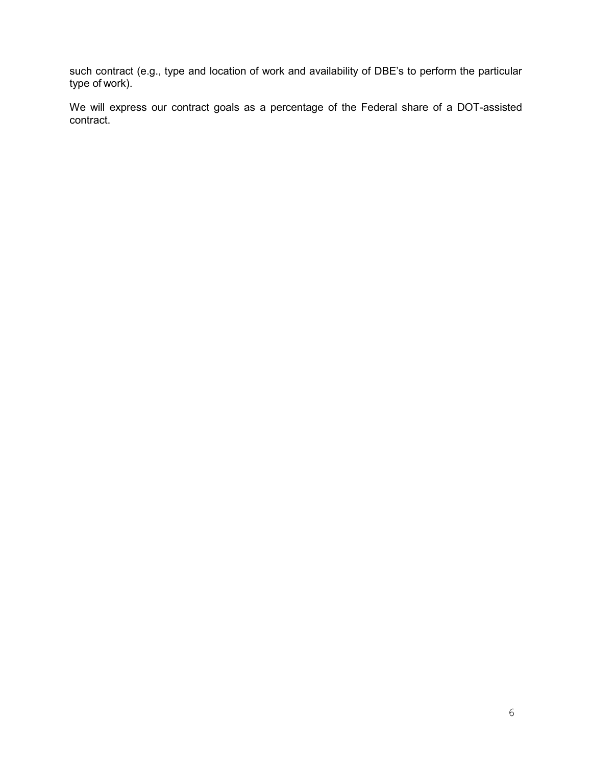such contract (e.g., type and location of work and availability of DBE's to perform the particular type of work).

We will express our contract goals as a percentage of the Federal share of a DOT-assisted contract.